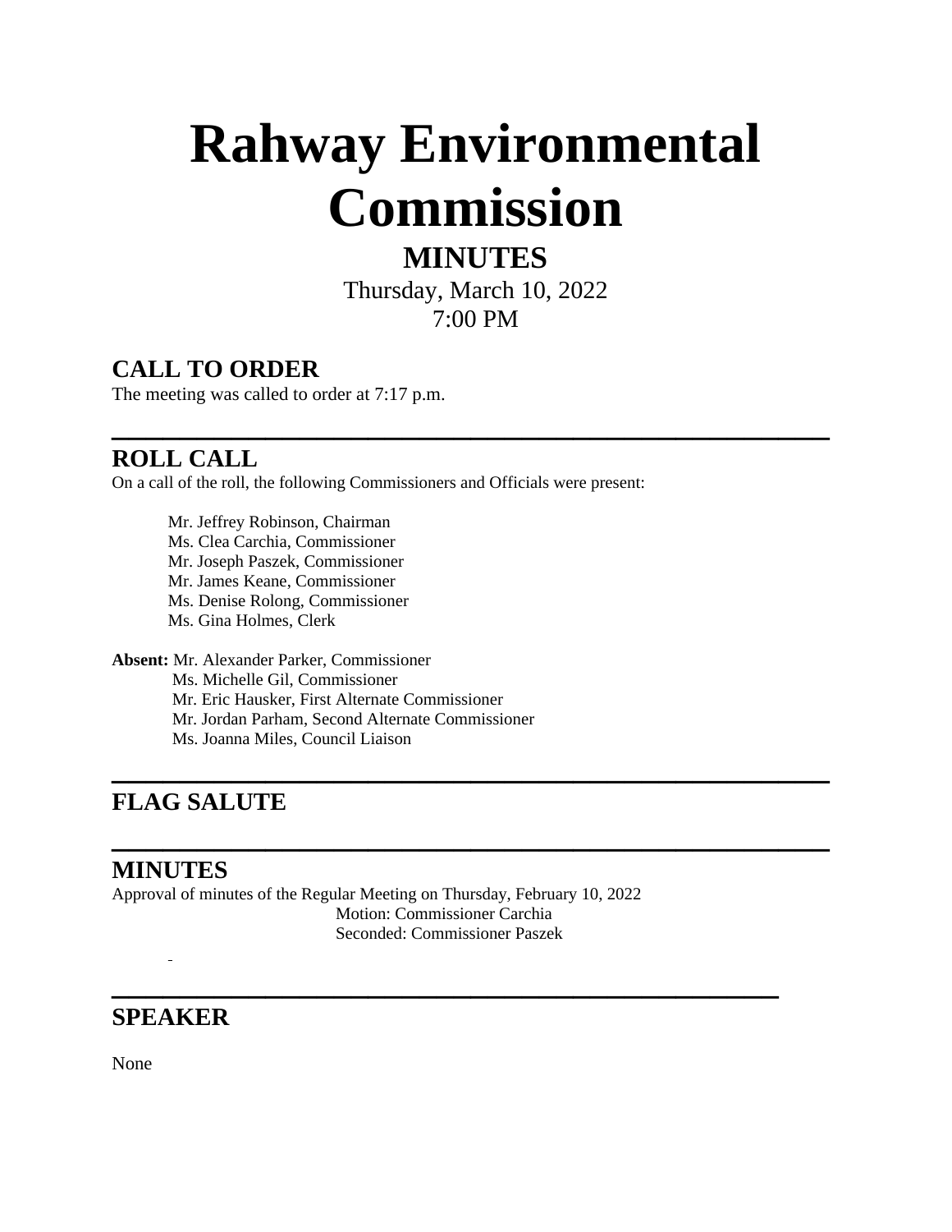# Rahway Environmental Commission

## MINUTES

Thursday, March 10, 2022

7:00 PM

## CALL TO ORDER

The meeting was called to order at 7:17 p.m.

---

## ROLL CALL

On a call of the roll, the following Commissioners and Officials were present:

Mr. Jeffrey Robinson, Chairman
Ms. Clea Carchia, Commissioner
Mr. Joseph Paszek, Commissioner
Mr. James Keane, Commissioner
Ms. Denise Rolong, Commissioner
Ms. Gina Holmes, Clerk

**Absent:** Mr. Alexander Parker, Commissioner
Ms. Michelle Gil, Commissioner
Mr. Eric Hausker, First Alternate Commissioner
Mr. Jordan Parham, Second Alternate Commissioner
Ms. Joanna Miles, Council Liaison

---

## FLAG SALUTE

---

## MINUTES

Approval of minutes of the Regular Meeting on Thursday, February 10, 2022

Motion: Commissioner Carchia
Seconded: Commissioner Paszek

---

## SPEAKER

None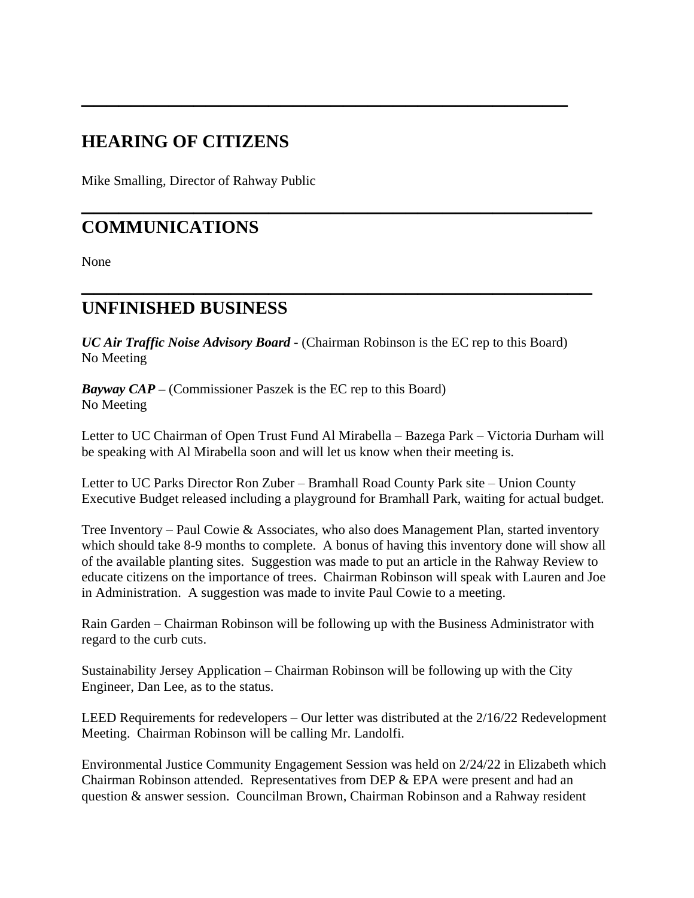---

## HEARING OF CITIZENS

Mike Smalling, Director of Rahway Public

---

## COMMUNICATIONS

None

---

## UNFINISHED BUSINESS

***UC Air Traffic Noise Advisory Board*** **-** (Chairman Robinson is the EC rep to this Board)
No Meeting

***Bayway CAP*** **–** (Commissioner Paszek is the EC rep to this Board)
No Meeting

Letter to UC Chairman of Open Trust Fund Al Mirabella – Bazega Park – Victoria Durham will be speaking with Al Mirabella soon and will let us know when their meeting is.

Letter to UC Parks Director Ron Zuber – Bramhall Road County Park site – Union County Executive Budget released including a playground for Bramhall Park, waiting for actual budget.

Tree Inventory – Paul Cowie & Associates, who also does Management Plan, started inventory which should take 8-9 months to complete. A bonus of having this inventory done will show all of the available planting sites. Suggestion was made to put an article in the Rahway Review to educate citizens on the importance of trees. Chairman Robinson will speak with Lauren and Joe in Administration. A suggestion was made to invite Paul Cowie to a meeting.

Rain Garden – Chairman Robinson will be following up with the Business Administrator with regard to the curb cuts.

Sustainability Jersey Application – Chairman Robinson will be following up with the City Engineer, Dan Lee, as to the status.

LEED Requirements for redevelopers – Our letter was distributed at the 2/16/22 Redevelopment Meeting. Chairman Robinson will be calling Mr. Landolfi.

Environmental Justice Community Engagement Session was held on 2/24/22 in Elizabeth which Chairman Robinson attended. Representatives from DEP & EPA were present and had an question & answer session. Councilman Brown, Chairman Robinson and a Rahway resident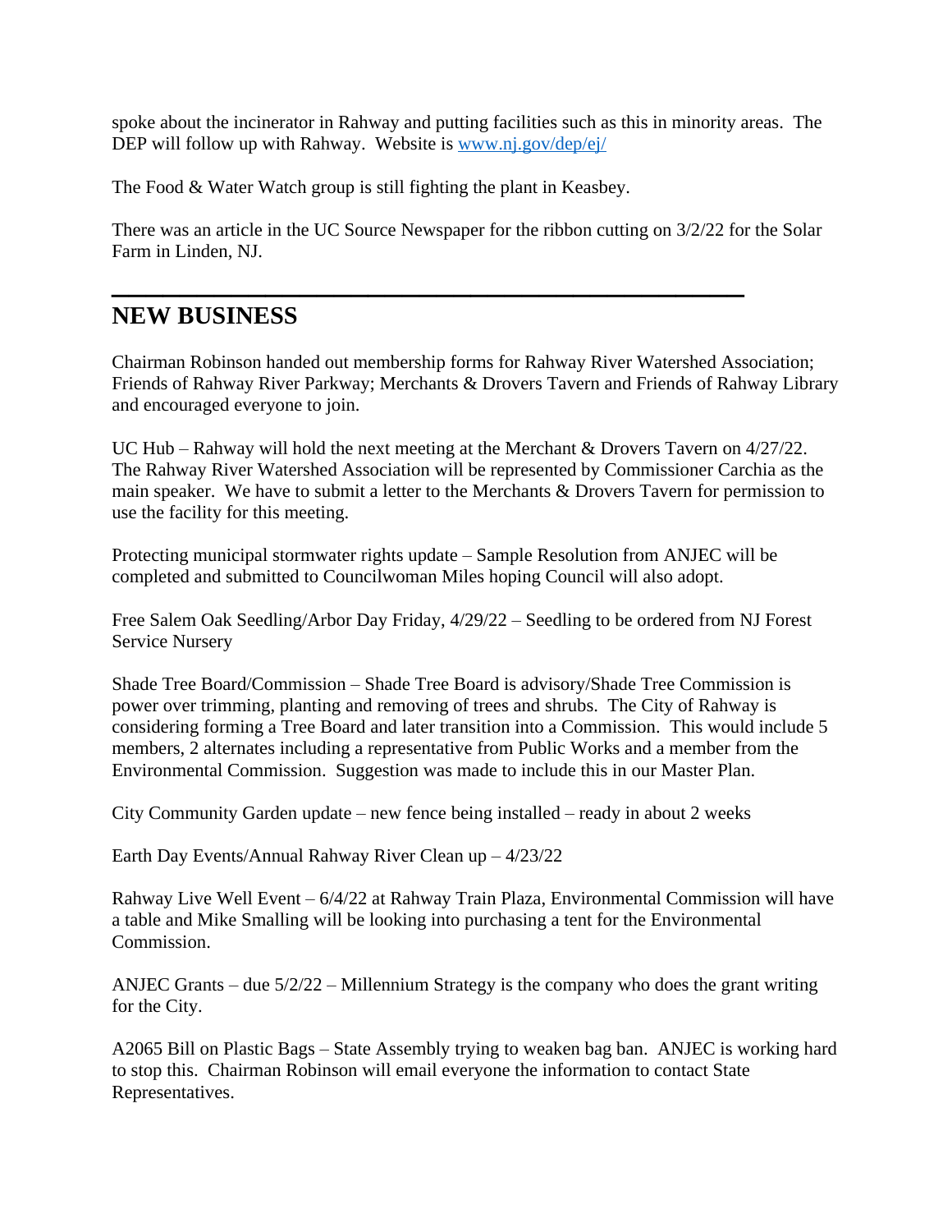spoke about the incinerator in Rahway and putting facilities such as this in minority areas. The DEP will follow up with Rahway. Website is www.nj.gov/dep/ej/

The Food & Water Watch group is still fighting the plant in Keasbey.

There was an article in the UC Source Newspaper for the ribbon cutting on 3/2/22 for the Solar Farm in Linden, NJ.

---

## NEW BUSINESS

Chairman Robinson handed out membership forms for Rahway River Watershed Association; Friends of Rahway River Parkway; Merchants & Drovers Tavern and Friends of Rahway Library and encouraged everyone to join.

UC Hub – Rahway will hold the next meeting at the Merchant & Drovers Tavern on 4/27/22. The Rahway River Watershed Association will be represented by Commissioner Carchia as the main speaker. We have to submit a letter to the Merchants & Drovers Tavern for permission to use the facility for this meeting.

Protecting municipal stormwater rights update – Sample Resolution from ANJEC will be completed and submitted to Councilwoman Miles hoping Council will also adopt.

Free Salem Oak Seedling/Arbor Day Friday, 4/29/22 – Seedling to be ordered from NJ Forest Service Nursery

Shade Tree Board/Commission – Shade Tree Board is advisory/Shade Tree Commission is power over trimming, planting and removing of trees and shrubs. The City of Rahway is considering forming a Tree Board and later transition into a Commission. This would include 5 members, 2 alternates including a representative from Public Works and a member from the Environmental Commission. Suggestion was made to include this in our Master Plan.

City Community Garden update – new fence being installed – ready in about 2 weeks

Earth Day Events/Annual Rahway River Clean up – 4/23/22

Rahway Live Well Event – 6/4/22 at Rahway Train Plaza, Environmental Commission will have a table and Mike Smalling will be looking into purchasing a tent for the Environmental Commission.

ANJEC Grants – due 5/2/22 – Millennium Strategy is the company who does the grant writing for the City.

A2065 Bill on Plastic Bags – State Assembly trying to weaken bag ban. ANJEC is working hard to stop this. Chairman Robinson will email everyone the information to contact State Representatives.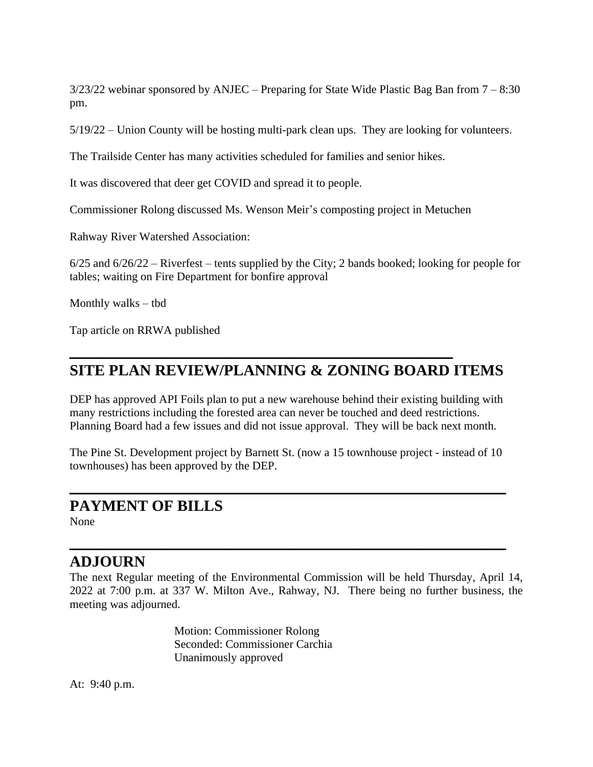3/23/22 webinar sponsored by ANJEC – Preparing for State Wide Plastic Bag Ban from 7 – 8:30 pm.

5/19/22 – Union County will be hosting multi-park clean ups. They are looking for volunteers.

The Trailside Center has many activities scheduled for families and senior hikes.

It was discovered that deer get COVID and spread it to people.

Commissioner Rolong discussed Ms. Wenson Meir's composting project in Metuchen

Rahway River Watershed Association:

6/25 and 6/26/22 – Riverfest – tents supplied by the City; 2 bands booked; looking for people for tables; waiting on Fire Department for bonfire approval

Monthly walks – tbd

Tap article on RRWA published

---

## SITE PLAN REVIEW/PLANNING & ZONING BOARD ITEMS

DEP has approved API Foils plan to put a new warehouse behind their existing building with many restrictions including the forested area can never be touched and deed restrictions. Planning Board had a few issues and did not issue approval. They will be back next month.

The Pine St. Development project by Barnett St. (now a 15 townhouse project - instead of 10 townhouses) has been approved by the DEP.

---

## PAYMENT OF BILLS

None

---

## ADJOURN

The next Regular meeting of the Environmental Commission will be held Thursday, April 14, 2022 at 7:00 p.m. at 337 W. Milton Ave., Rahway, NJ. There being no further business, the meeting was adjourned.

Motion: Commissioner Rolong
Seconded: Commissioner Carchia
Unanimously approved

At: 9:40 p.m.